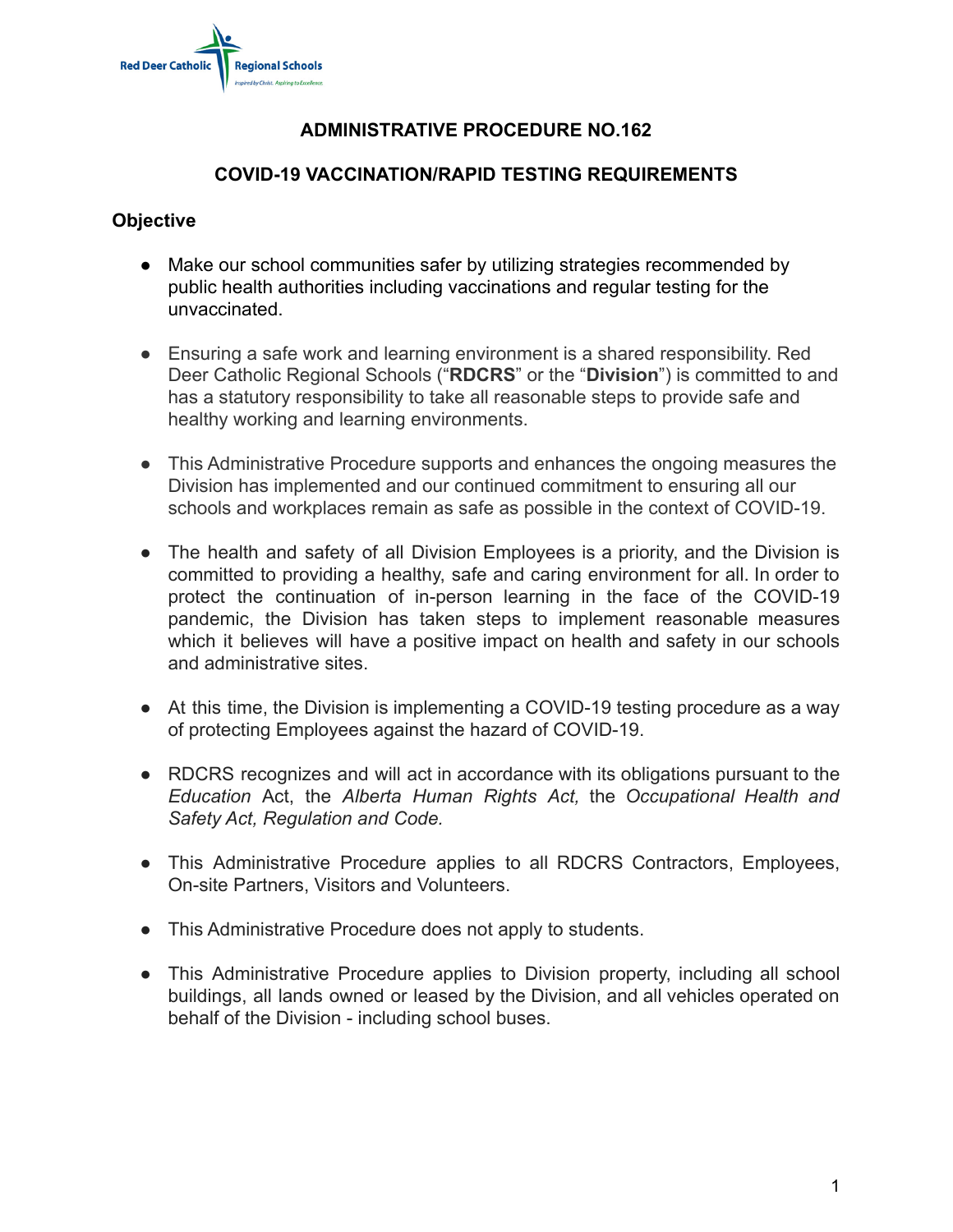# ADMINISTRATIVE PROCEDURE NO.162

## COVID-19 VACCINATION/RAPID TESTING REQUIREMENTS

### Objective

- Make our school communities safer by utilizing strategies recommended by public health authorities including vaccinations and regular testing for the unvaccinated.

- Ensuring a safe work and learning environment is a shared responsibility. Red Deer Catholic Regional Schools ("**RDCRS**" or the "**Division**") is committed to and has a statutory responsibility to take all reasonable steps to provide safe and healthy working and learning environments.

- This Administrative Procedure supports and enhances the ongoing measures the Division has implemented and our continued commitment to ensuring all our schools and workplaces remain as safe as possible in the context of COVID-19.

- The health and safety of all Division Employees is a priority, and the Division is committed to providing a healthy, safe and caring environment for all. In order to protect the continuation of in-person learning in the face of the COVID-19 pandemic, the Division has taken steps to implement reasonable measures which it believes will have a positive impact on health and safety in our schools and administrative sites.

- At this time, the Division is implementing a COVID-19 testing procedure as a way of protecting Employees against the hazard of COVID-19.

- RDCRS recognizes and will act in accordance with its obligations pursuant to the *Education* Act, the *Alberta Human Rights Act,* the *Occupational Health and Safety Act, Regulation and Code.*

- This Administrative Procedure applies to all RDCRS Contractors, Employees, On-site Partners, Visitors and Volunteers.

- This Administrative Procedure does not apply to students.

- This Administrative Procedure applies to Division property, including all school buildings, all lands owned or leased by the Division, and all vehicles operated on behalf of the Division - including school buses.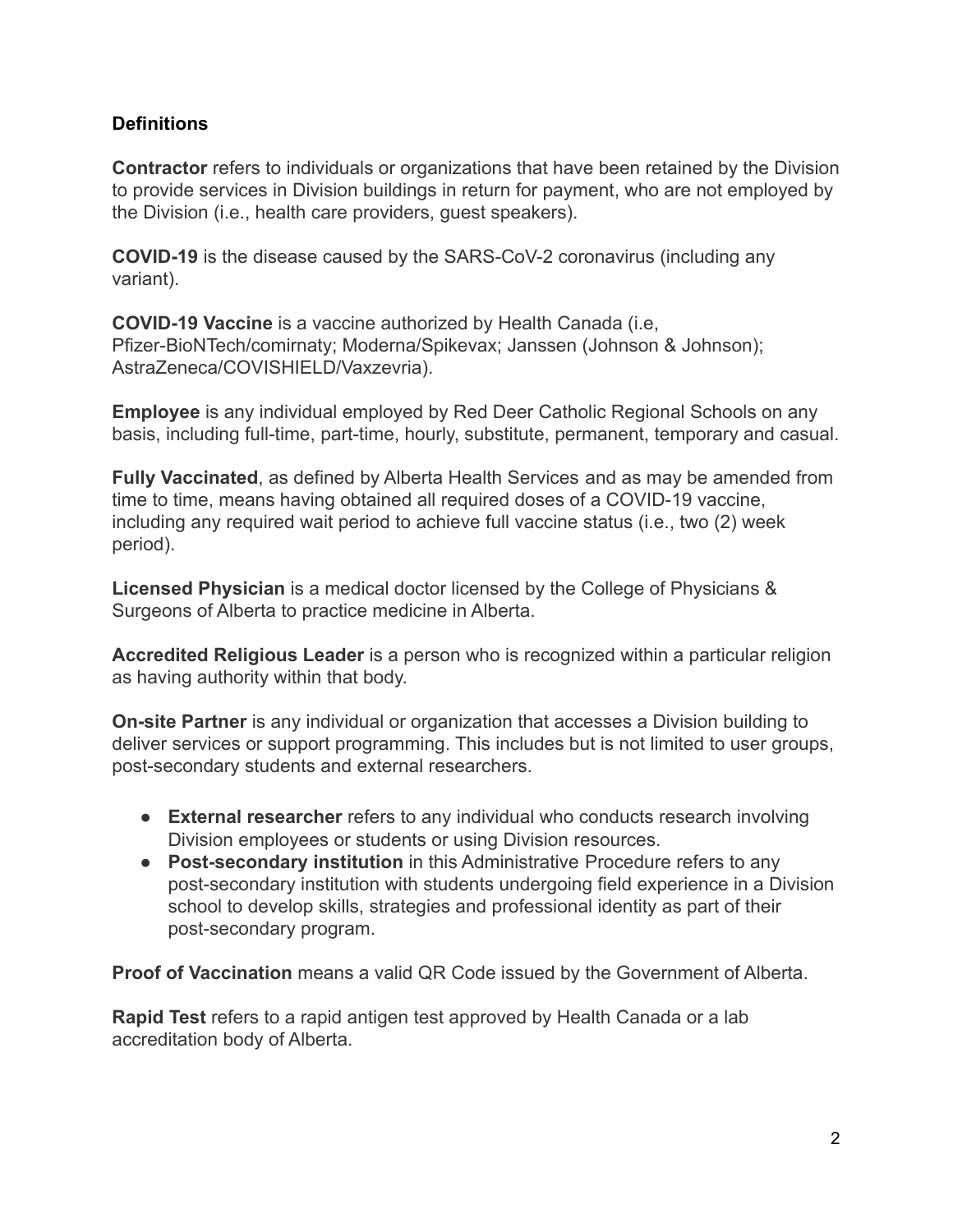**Definitions**

**Contractor** refers to individuals or organizations that have been retained by the Division to provide services in Division buildings in return for payment, who are not employed by the Division (i.e., health care providers, guest speakers).

**COVID-19** is the disease caused by the SARS-CoV-2 coronavirus (including any variant).

**COVID-19 Vaccine** is a vaccine authorized by Health Canada (i.e, Pfizer-BioNTech/comirnaty; Moderna/Spikevax; Janssen (Johnson & Johnson); AstraZeneca/COVISHIELD/Vaxzevria).

**Employee** is any individual employed by Red Deer Catholic Regional Schools on any basis, including full-time, part-time, hourly, substitute, permanent, temporary and casual.

**Fully Vaccinated**, as defined by Alberta Health Services and as may be amended from time to time, means having obtained all required doses of a COVID-19 vaccine, including any required wait period to achieve full vaccine status (i.e., two (2) week period).

**Licensed Physician** is a medical doctor licensed by the College of Physicians & Surgeons of Alberta to practice medicine in Alberta.

**Accredited Religious Leader** is a person who is recognized within a particular religion as having authority within that body.

**On-site Partner** is any individual or organization that accesses a Division building to deliver services or support programming. This includes but is not limited to user groups, post-secondary students and external researchers.

- **External researcher** refers to any individual who conducts research involving Division employees or students or using Division resources.
- **Post-secondary institution** in this Administrative Procedure refers to any post-secondary institution with students undergoing field experience in a Division school to develop skills, strategies and professional identity as part of their post-secondary program.

**Proof of Vaccination** means a valid QR Code issued by the Government of Alberta.

**Rapid Test** refers to a rapid antigen test approved by Health Canada or a lab accreditation body of Alberta.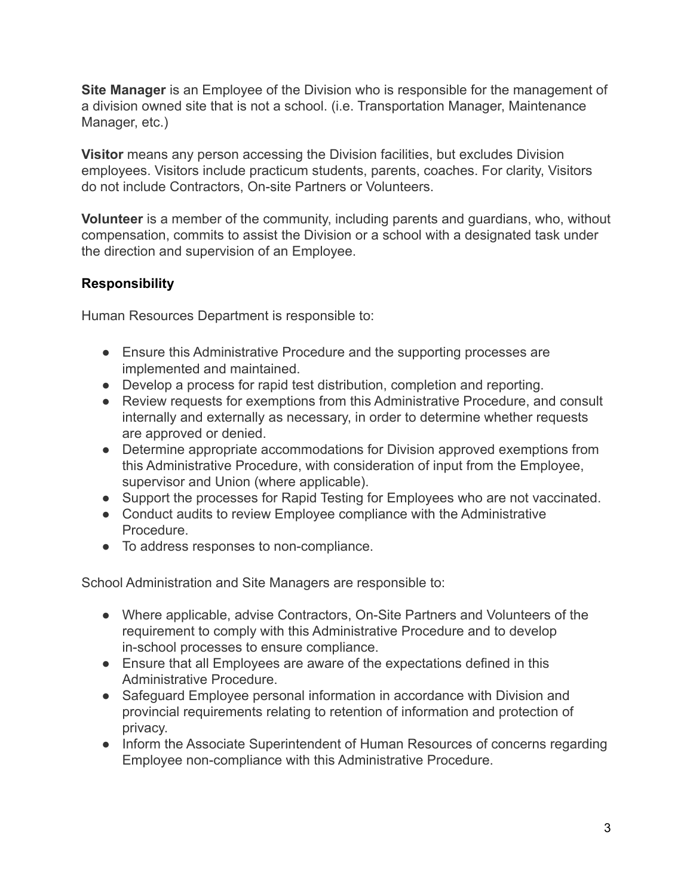**Site Manager** is an Employee of the Division who is responsible for the management of a division owned site that is not a school. (i.e. Transportation Manager, Maintenance Manager, etc.)

**Visitor** means any person accessing the Division facilities, but excludes Division employees. Visitors include practicum students, parents, coaches. For clarity, Visitors do not include Contractors, On-site Partners or Volunteers.

**Volunteer** is a member of the community, including parents and guardians, who, without compensation, commits to assist the Division or a school with a designated task under the direction and supervision of an Employee.

**Responsibility**

Human Resources Department is responsible to:

- Ensure this Administrative Procedure and the supporting processes are implemented and maintained.
- Develop a process for rapid test distribution, completion and reporting.
- Review requests for exemptions from this Administrative Procedure, and consult internally and externally as necessary, in order to determine whether requests are approved or denied.
- Determine appropriate accommodations for Division approved exemptions from this Administrative Procedure, with consideration of input from the Employee, supervisor and Union (where applicable).
- Support the processes for Rapid Testing for Employees who are not vaccinated.
- Conduct audits to review Employee compliance with the Administrative Procedure.
- To address responses to non-compliance.

School Administration and Site Managers are responsible to:

- Where applicable, advise Contractors, On-Site Partners and Volunteers of the requirement to comply with this Administrative Procedure and to develop in-school processes to ensure compliance.
- Ensure that all Employees are aware of the expectations defined in this Administrative Procedure.
- Safeguard Employee personal information in accordance with Division and provincial requirements relating to retention of information and protection of privacy.
- Inform the Associate Superintendent of Human Resources of concerns regarding Employee non-compliance with this Administrative Procedure.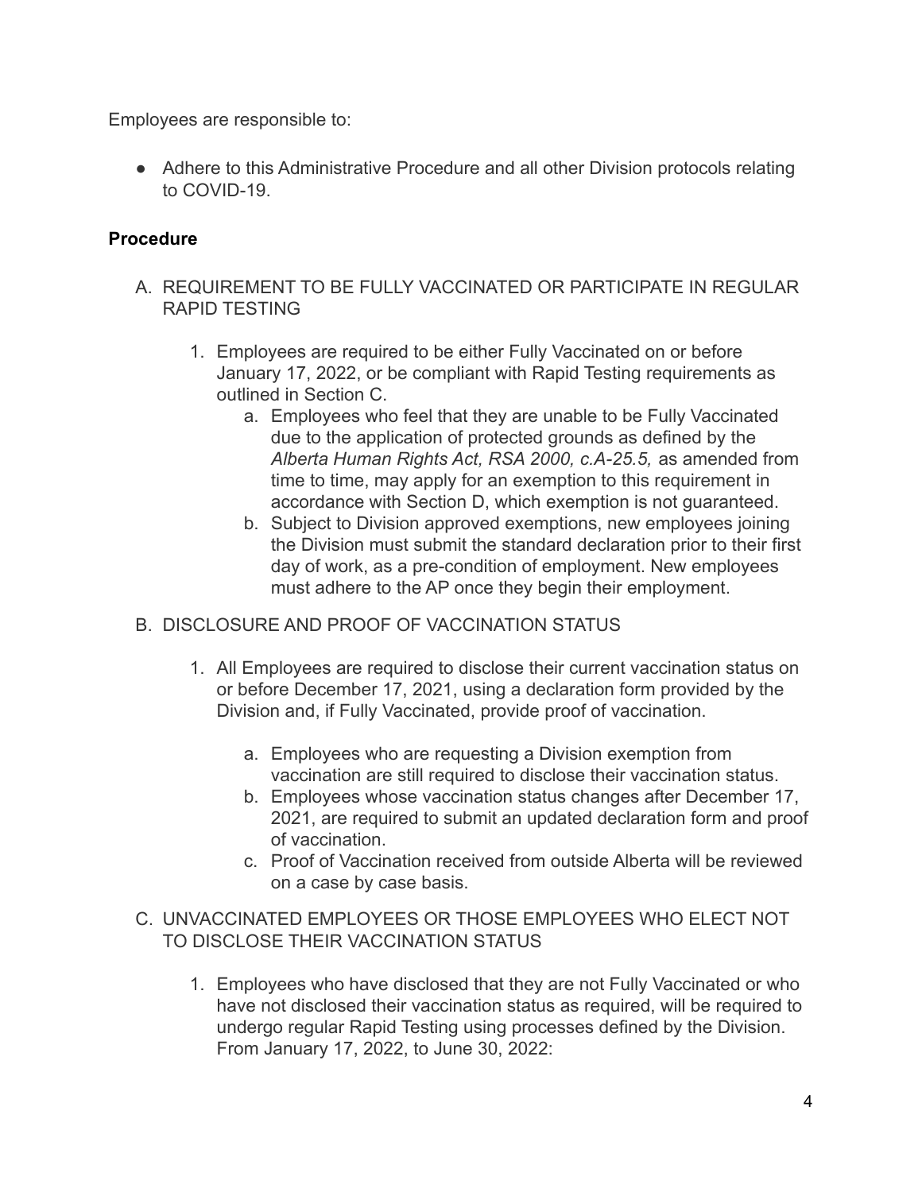Employees are responsible to:

- Adhere to this Administrative Procedure and all other Division protocols relating to COVID-19.

## Procedure

A. REQUIREMENT TO BE FULLY VACCINATED OR PARTICIPATE IN REGULAR RAPID TESTING

   1. Employees are required to be either Fully Vaccinated on or before January 17, 2022, or be compliant with Rapid Testing requirements as outlined in Section C.
      a. Employees who feel that they are unable to be Fully Vaccinated due to the application of protected grounds as defined by the *Alberta Human Rights Act, RSA 2000, c.A-25.5,* as amended from time to time, may apply for an exemption to this requirement in accordance with Section D, which exemption is not guaranteed.
      b. Subject to Division approved exemptions, new employees joining the Division must submit the standard declaration prior to their first day of work, as a pre-condition of employment. New employees must adhere to the AP once they begin their employment.

B. DISCLOSURE AND PROOF OF VACCINATION STATUS

   1. All Employees are required to disclose their current vaccination status on or before December 17, 2021, using a declaration form provided by the Division and, if Fully Vaccinated, provide proof of vaccination.
      a. Employees who are requesting a Division exemption from vaccination are still required to disclose their vaccination status.
      b. Employees whose vaccination status changes after December 17, 2021, are required to submit an updated declaration form and proof of vaccination.
      c. Proof of Vaccination received from outside Alberta will be reviewed on a case by case basis.

C. UNVACCINATED EMPLOYEES OR THOSE EMPLOYEES WHO ELECT NOT TO DISCLOSE THEIR VACCINATION STATUS

   1. Employees who have disclosed that they are not Fully Vaccinated or who have not disclosed their vaccination status as required, will be required to undergo regular Rapid Testing using processes defined by the Division. From January 17, 2022, to June 30, 2022: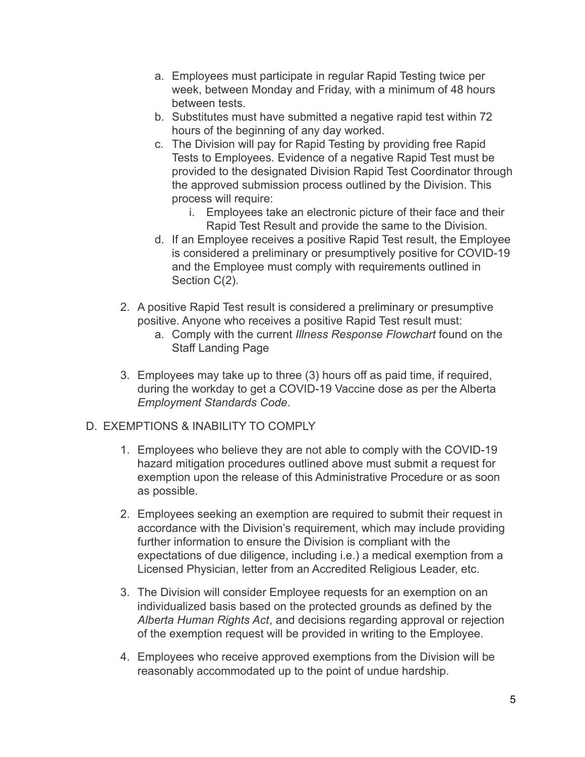a. Employees must participate in regular Rapid Testing twice per week, between Monday and Friday, with a minimum of 48 hours between tests.
b. Substitutes must have submitted a negative rapid test within 72 hours of the beginning of any day worked.
c. The Division will pay for Rapid Testing by providing free Rapid Tests to Employees. Evidence of a negative Rapid Test must be provided to the designated Division Rapid Test Coordinator through the approved submission process outlined by the Division. This process will require:
    i. Employees take an electronic picture of their face and their Rapid Test Result and provide the same to the Division.
d. If an Employee receives a positive Rapid Test result, the Employee is considered a preliminary or presumptively positive for COVID-19 and the Employee must comply with requirements outlined in Section C(2).

2. A positive Rapid Test result is considered a preliminary or presumptive positive. Anyone who receives a positive Rapid Test result must:
    a. Comply with the current *Illness Response Flowchart* found on the Staff Landing Page

3. Employees may take up to three (3) hours off as paid time, if required, during the workday to get a COVID-19 Vaccine dose as per the Alberta *Employment Standards Code*.

## D. EXEMPTIONS & INABILITY TO COMPLY

1. Employees who believe they are not able to comply with the COVID-19 hazard mitigation procedures outlined above must submit a request for exemption upon the release of this Administrative Procedure or as soon as possible.

2. Employees seeking an exemption are required to submit their request in accordance with the Division's requirement, which may include providing further information to ensure the Division is compliant with the expectations of due diligence, including i.e.) a medical exemption from a Licensed Physician, letter from an Accredited Religious Leader, etc.

3. The Division will consider Employee requests for an exemption on an individualized basis based on the protected grounds as defined by the *Alberta Human Rights Act*, and decisions regarding approval or rejection of the exemption request will be provided in writing to the Employee.

4. Employees who receive approved exemptions from the Division will be reasonably accommodated up to the point of undue hardship.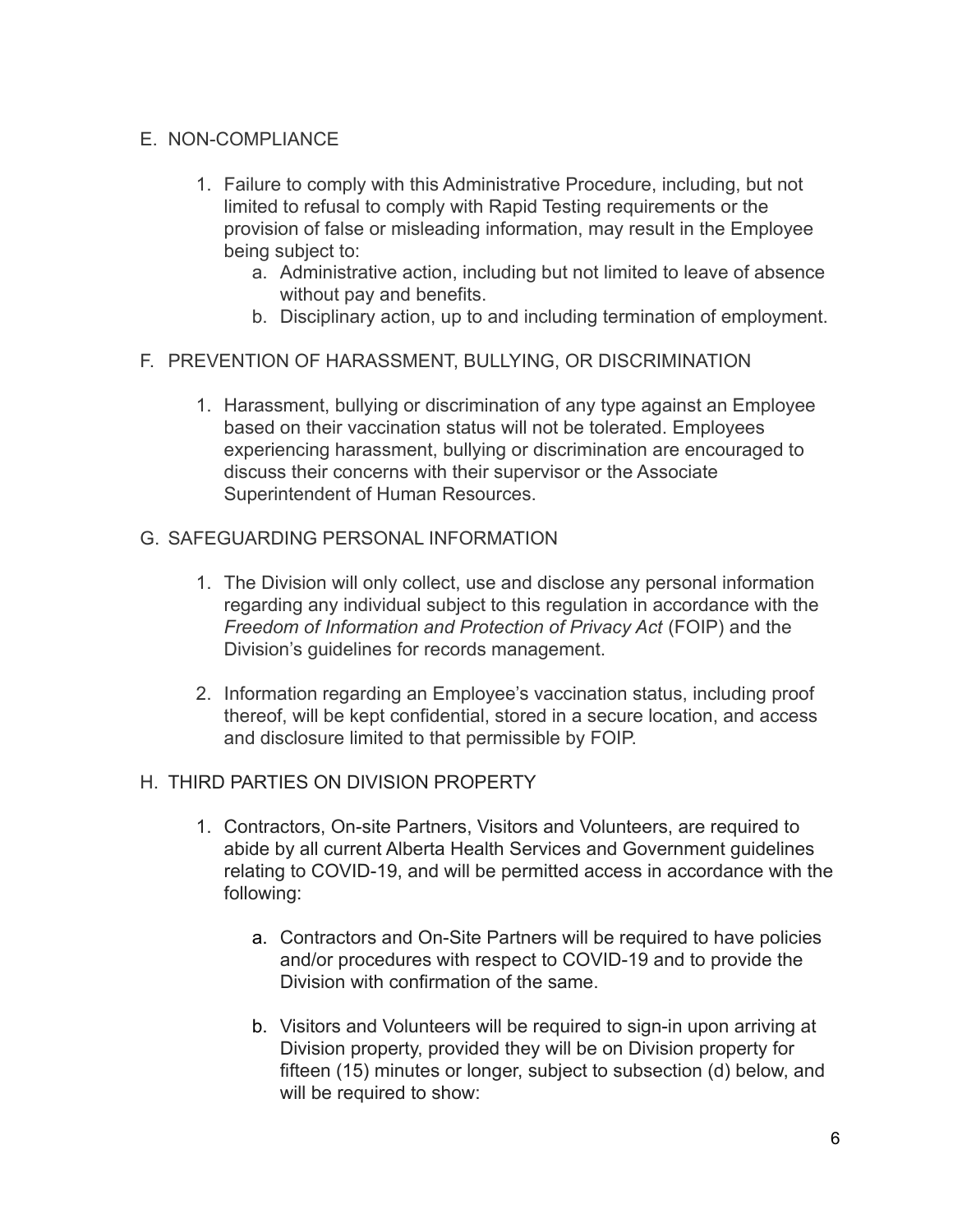## E. NON-COMPLIANCE

1. Failure to comply with this Administrative Procedure, including, but not limited to refusal to comply with Rapid Testing requirements or the provision of false or misleading information, may result in the Employee being subject to:
    a. Administrative action, including but not limited to leave of absence without pay and benefits.
    b. Disciplinary action, up to and including termination of employment.

## F. PREVENTION OF HARASSMENT, BULLYING, OR DISCRIMINATION

1. Harassment, bullying or discrimination of any type against an Employee based on their vaccination status will not be tolerated. Employees experiencing harassment, bullying or discrimination are encouraged to discuss their concerns with their supervisor or the Associate Superintendent of Human Resources.

## G. SAFEGUARDING PERSONAL INFORMATION

1. The Division will only collect, use and disclose any personal information regarding any individual subject to this regulation in accordance with the *Freedom of Information and Protection of Privacy Act* (FOIP) and the Division's guidelines for records management.

2. Information regarding an Employee's vaccination status, including proof thereof, will be kept confidential, stored in a secure location, and access and disclosure limited to that permissible by FOIP.

## H. THIRD PARTIES ON DIVISION PROPERTY

1. Contractors, On-site Partners, Visitors and Volunteers, are required to abide by all current Alberta Health Services and Government guidelines relating to COVID-19, and will be permitted access in accordance with the following:

    a. Contractors and On-Site Partners will be required to have policies and/or procedures with respect to COVID-19 and to provide the Division with confirmation of the same.

    b. Visitors and Volunteers will be required to sign-in upon arriving at Division property, provided they will be on Division property for fifteen (15) minutes or longer, subject to subsection (d) below, and will be required to show: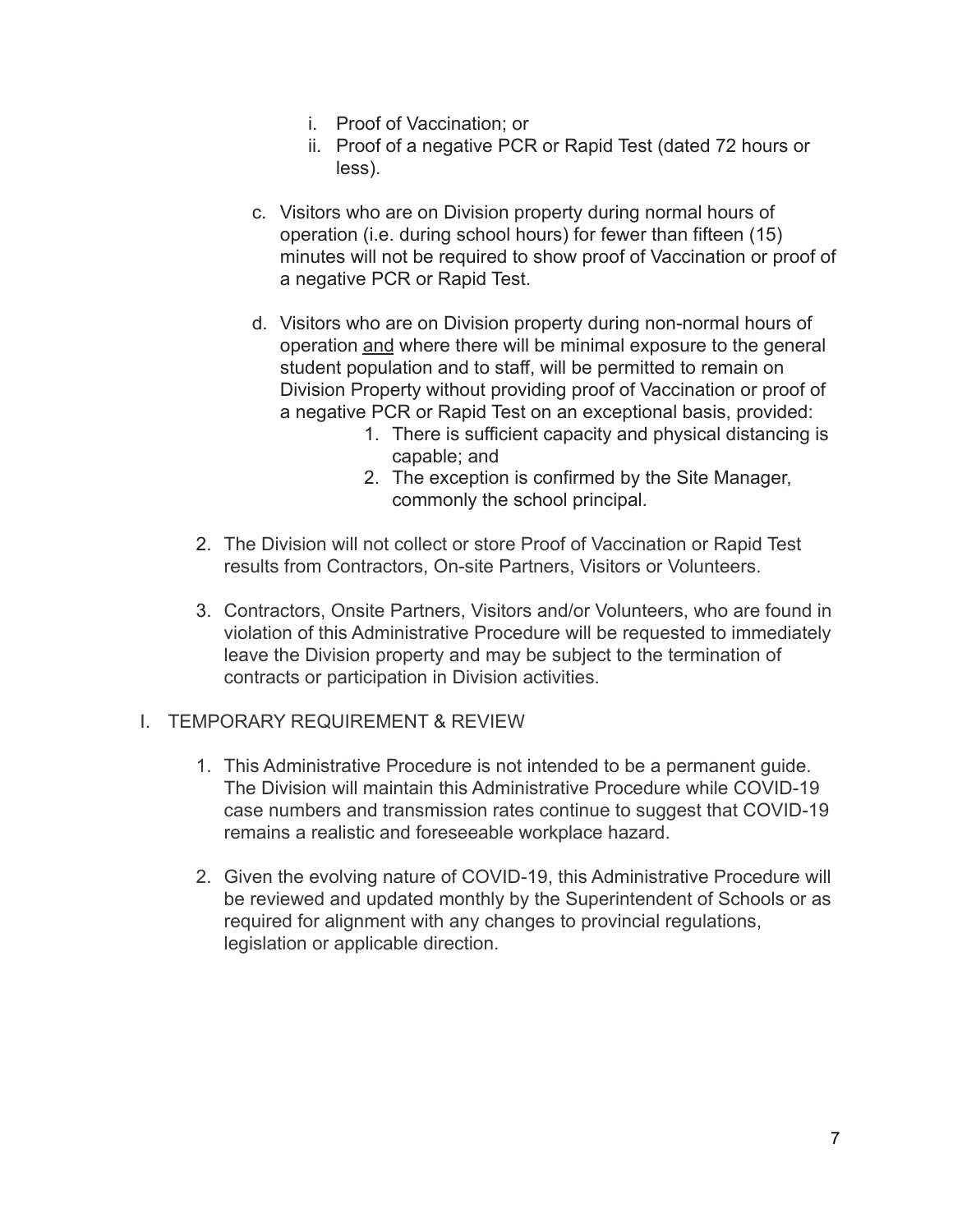i. Proof of Vaccination; or
ii. Proof of a negative PCR or Rapid Test (dated 72 hours or less).

c. Visitors who are on Division property during normal hours of operation (i.e. during school hours) for fewer than fifteen (15) minutes will not be required to show proof of Vaccination or proof of a negative PCR or Rapid Test.

d. Visitors who are on Division property during non-normal hours of operation <u>and</u> where there will be minimal exposure to the general student population and to staff, will be permitted to remain on Division Property without providing proof of Vaccination or proof of a negative PCR or Rapid Test on an exceptional basis, provided:
   1. There is sufficient capacity and physical distancing is capable; and
   2. The exception is confirmed by the Site Manager, commonly the school principal.

2. The Division will not collect or store Proof of Vaccination or Rapid Test results from Contractors, On-site Partners, Visitors or Volunteers.

3. Contractors, Onsite Partners, Visitors and/or Volunteers, who are found in violation of this Administrative Procedure will be requested to immediately leave the Division property and may be subject to the termination of contracts or participation in Division activities.

I. TEMPORARY REQUIREMENT & REVIEW

1. This Administrative Procedure is not intended to be a permanent guide. The Division will maintain this Administrative Procedure while COVID-19 case numbers and transmission rates continue to suggest that COVID-19 remains a realistic and foreseeable workplace hazard.

2. Given the evolving nature of COVID-19, this Administrative Procedure will be reviewed and updated monthly by the Superintendent of Schools or as required for alignment with any changes to provincial regulations, legislation or applicable direction.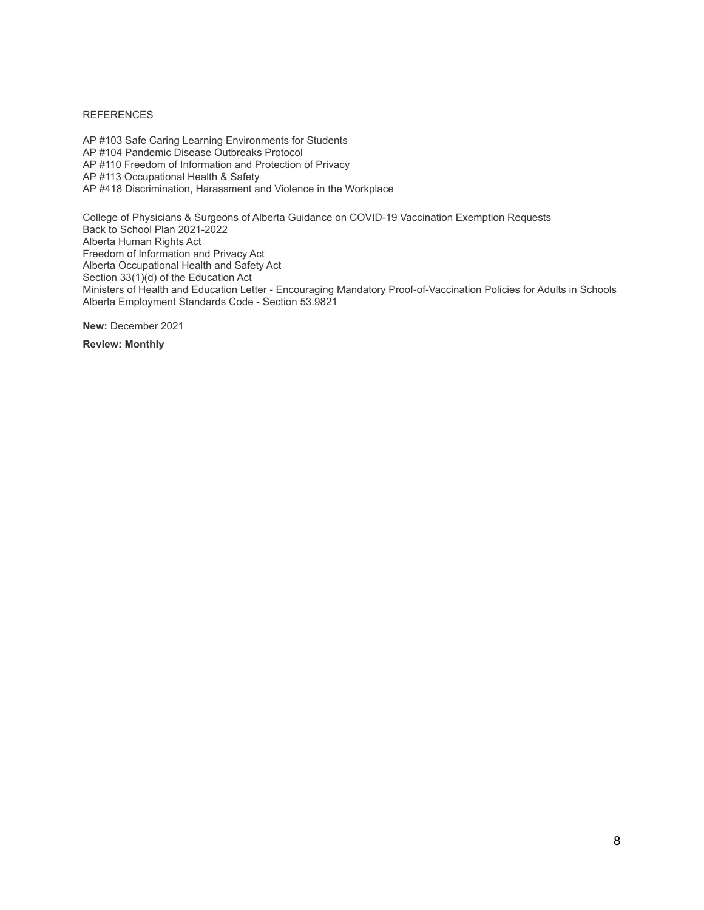REFERENCES

AP #103 Safe Caring Learning Environments for Students
AP #104 Pandemic Disease Outbreaks Protocol
AP #110 Freedom of Information and Protection of Privacy
AP #113 Occupational Health & Safety
AP #418 Discrimination, Harassment and Violence in the Workplace

College of Physicians & Surgeons of Alberta Guidance on COVID-19 Vaccination Exemption Requests
Back to School Plan 2021-2022
Alberta Human Rights Act
Freedom of Information and Privacy Act
Alberta Occupational Health and Safety Act
Section 33(1)(d) of the Education Act
Ministers of Health and Education Letter - Encouraging Mandatory Proof-of-Vaccination Policies for Adults in Schools
Alberta Employment Standards Code - Section 53.9821

**New:** December 2021

**Review: Monthly**